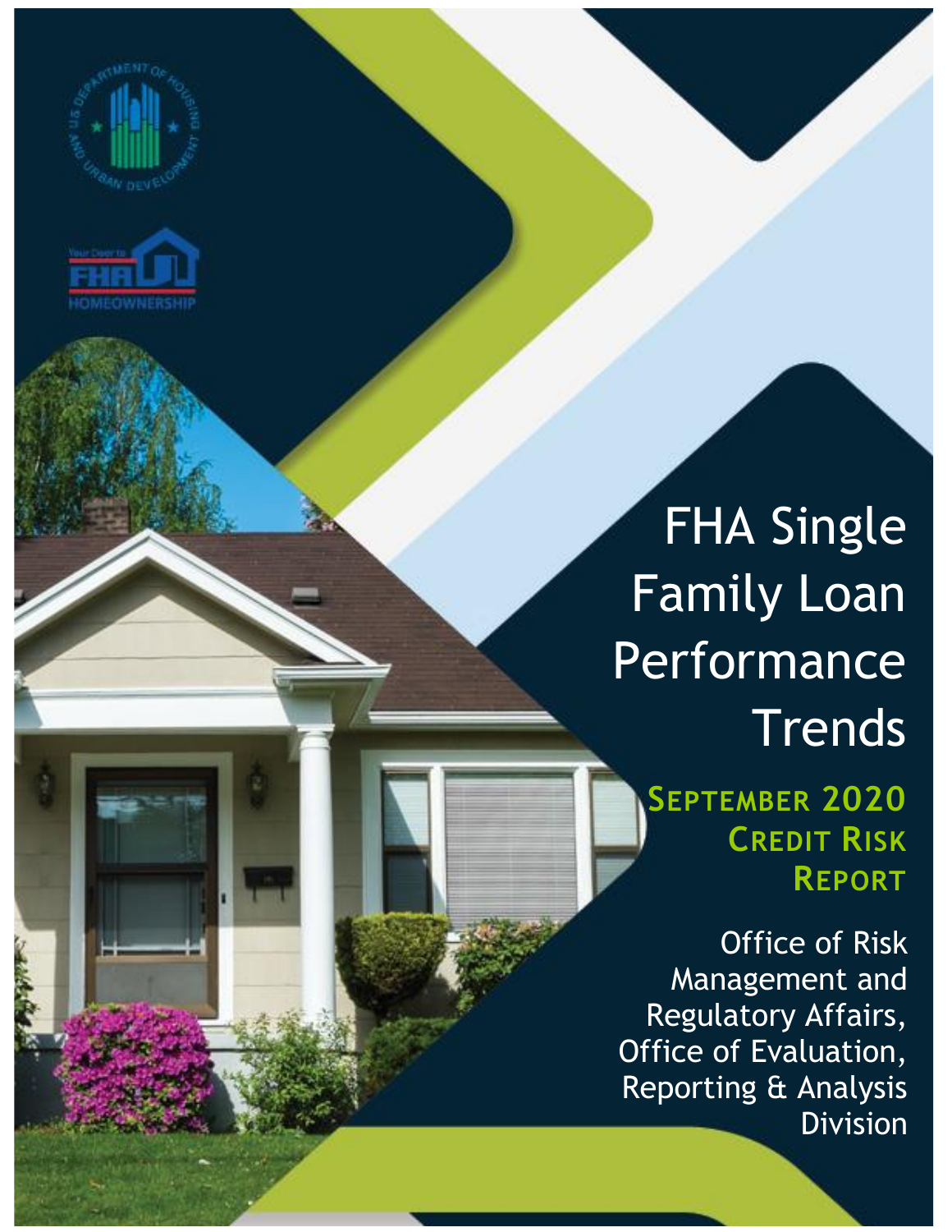# FHA Single Family Loan Performance Trends

## September 2020 Credit Risk Report

Office of Risk Management and Regulatory Affairs, Office of Evaluation, Reporting & Analysis Division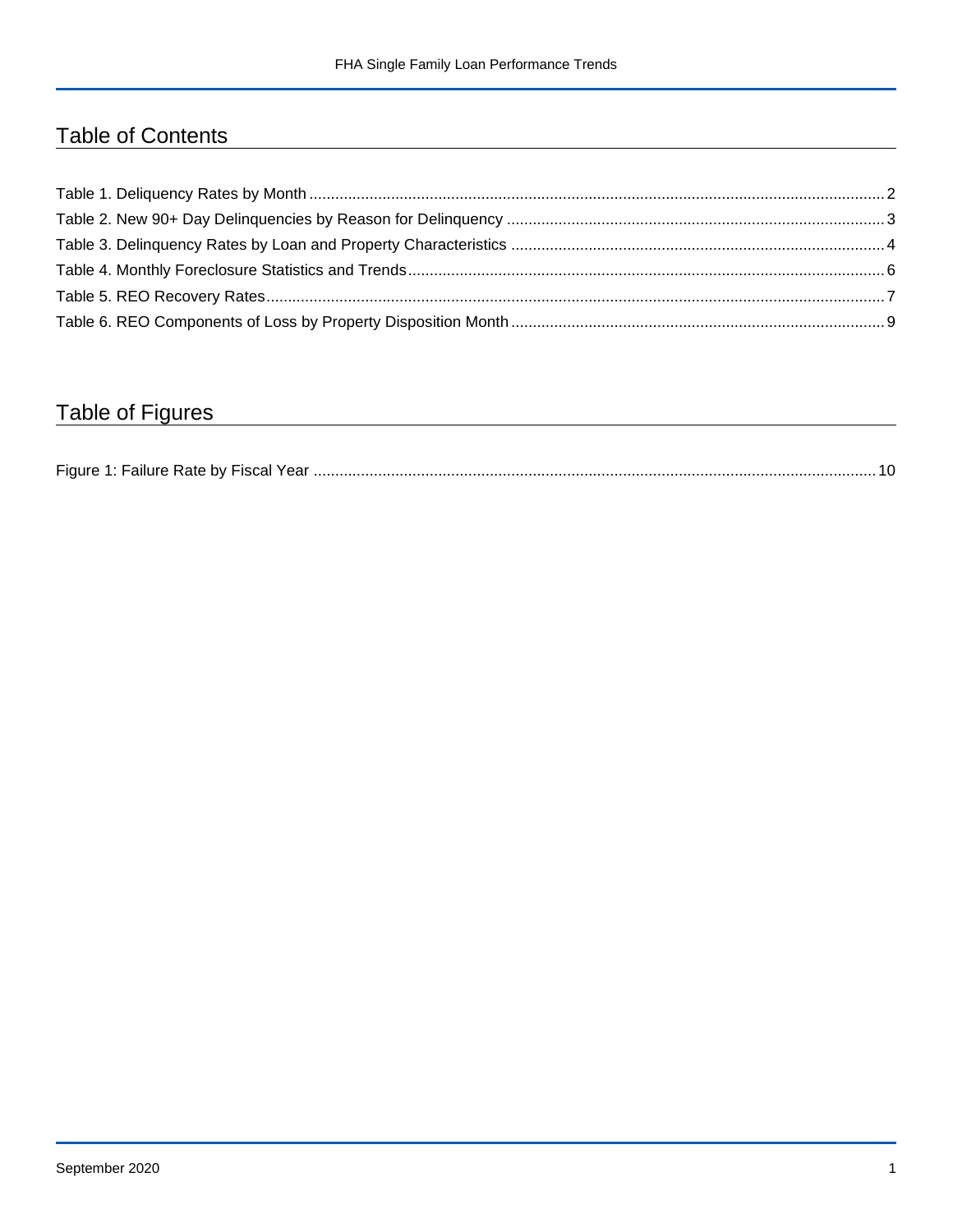## Table of Contents

Table 1. Deliquency Rates by Month ........ 2
Table 2. New 90+ Day Delinquencies by Reason for Delinquency ........ 3
Table 3. Delinquency Rates by Loan and Property Characteristics ........ 4
Table 4. Monthly Foreclosure Statistics and Trends ........ 6
Table 5. REO Recovery Rates ........ 7
Table 6. REO Components of Loss by Property Disposition Month ........ 9

## Table of Figures

Figure 1: Failure Rate by Fiscal Year ........ 10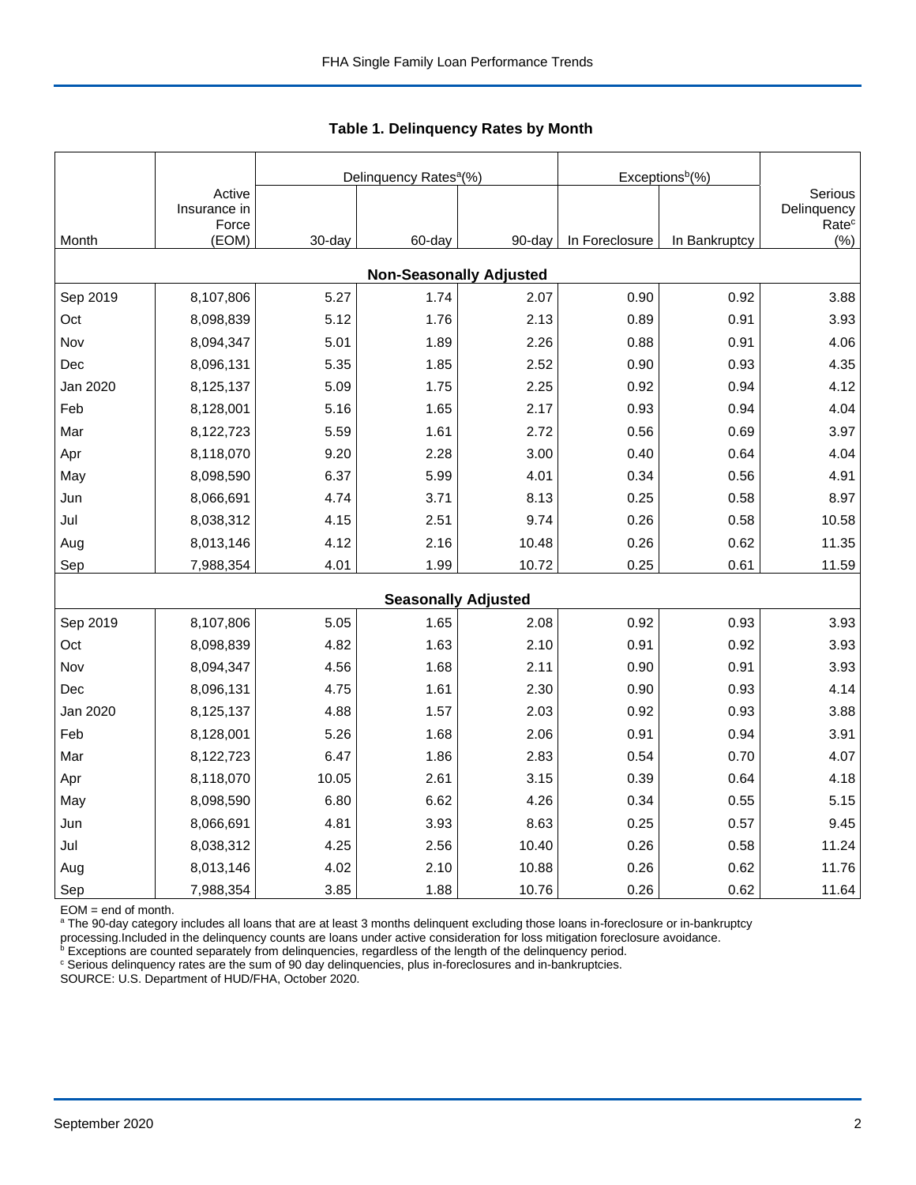## Table 1. Delinquency Rates by Month

| Month | Active Insurance in Force (EOM) | Delinquency Rates[a](%) | | | Exceptions[b](%) | | Serious Delinquency Rate[c] (%) |
|---|---|---|---|---|---|---|---|
| | | 30-day | 60-day | 90-day | In Foreclosure | In Bankruptcy | |
| **Non-Seasonally Adjusted** | | | | | | | |
| Sep 2019 | 8,107,806 | 5.27 | 1.74 | 2.07 | 0.90 | 0.92 | 3.88 |
| Oct | 8,098,839 | 5.12 | 1.76 | 2.13 | 0.89 | 0.91 | 3.93 |
| Nov | 8,094,347 | 5.01 | 1.89 | 2.26 | 0.88 | 0.91 | 4.06 |
| Dec | 8,096,131 | 5.35 | 1.85 | 2.52 | 0.90 | 0.93 | 4.35 |
| Jan 2020 | 8,125,137 | 5.09 | 1.75 | 2.25 | 0.92 | 0.94 | 4.12 |
| Feb | 8,128,001 | 5.16 | 1.65 | 2.17 | 0.93 | 0.94 | 4.04 |
| Mar | 8,122,723 | 5.59 | 1.61 | 2.72 | 0.56 | 0.69 | 3.97 |
| Apr | 8,118,070 | 9.20 | 2.28 | 3.00 | 0.40 | 0.64 | 4.04 |
| May | 8,098,590 | 6.37 | 5.99 | 4.01 | 0.34 | 0.56 | 4.91 |
| Jun | 8,066,691 | 4.74 | 3.71 | 8.13 | 0.25 | 0.58 | 8.97 |
| Jul | 8,038,312 | 4.15 | 2.51 | 9.74 | 0.26 | 0.58 | 10.58 |
| Aug | 8,013,146 | 4.12 | 2.16 | 10.48 | 0.26 | 0.62 | 11.35 |
| Sep | 7,988,354 | 4.01 | 1.99 | 10.72 | 0.25 | 0.61 | 11.59 |
| **Seasonally Adjusted** | | | | | | | |
| Sep 2019 | 8,107,806 | 5.05 | 1.65 | 2.08 | 0.92 | 0.93 | 3.93 |
| Oct | 8,098,839 | 4.82 | 1.63 | 2.10 | 0.91 | 0.92 | 3.93 |
| Nov | 8,094,347 | 4.56 | 1.68 | 2.11 | 0.90 | 0.91 | 3.93 |
| Dec | 8,096,131 | 4.75 | 1.61 | 2.30 | 0.90 | 0.93 | 4.14 |
| Jan 2020 | 8,125,137 | 4.88 | 1.57 | 2.03 | 0.92 | 0.93 | 3.88 |
| Feb | 8,128,001 | 5.26 | 1.68 | 2.06 | 0.91 | 0.94 | 3.91 |
| Mar | 8,122,723 | 6.47 | 1.86 | 2.83 | 0.54 | 0.70 | 4.07 |
| Apr | 8,118,070 | 10.05 | 2.61 | 3.15 | 0.39 | 0.64 | 4.18 |
| May | 8,098,590 | 6.80 | 6.62 | 4.26 | 0.34 | 0.55 | 5.15 |
| Jun | 8,066,691 | 4.81 | 3.93 | 8.63 | 0.25 | 0.57 | 9.45 |
| Jul | 8,038,312 | 4.25 | 2.56 | 10.40 | 0.26 | 0.58 | 11.24 |
| Aug | 8,013,146 | 4.02 | 2.10 | 10.88 | 0.26 | 0.62 | 11.76 |
| Sep | 7,988,354 | 3.85 | 1.88 | 10.76 | 0.26 | 0.62 | 11.64 |

EOM = end of month.
[a] The 90-day category includes all loans that are at least 3 months delinquent excluding those loans in-foreclosure or in-bankruptcy processing.Included in the delinquency counts are loans under active consideration for loss mitigation foreclosure avoidance.
[b] Exceptions are counted separately from delinquencies, regardless of the length of the delinquency period.
[c] Serious delinquency rates are the sum of 90 day delinquencies, plus in-foreclosures and in-bankruptcies.
SOURCE: U.S. Department of HUD/FHA, October 2020.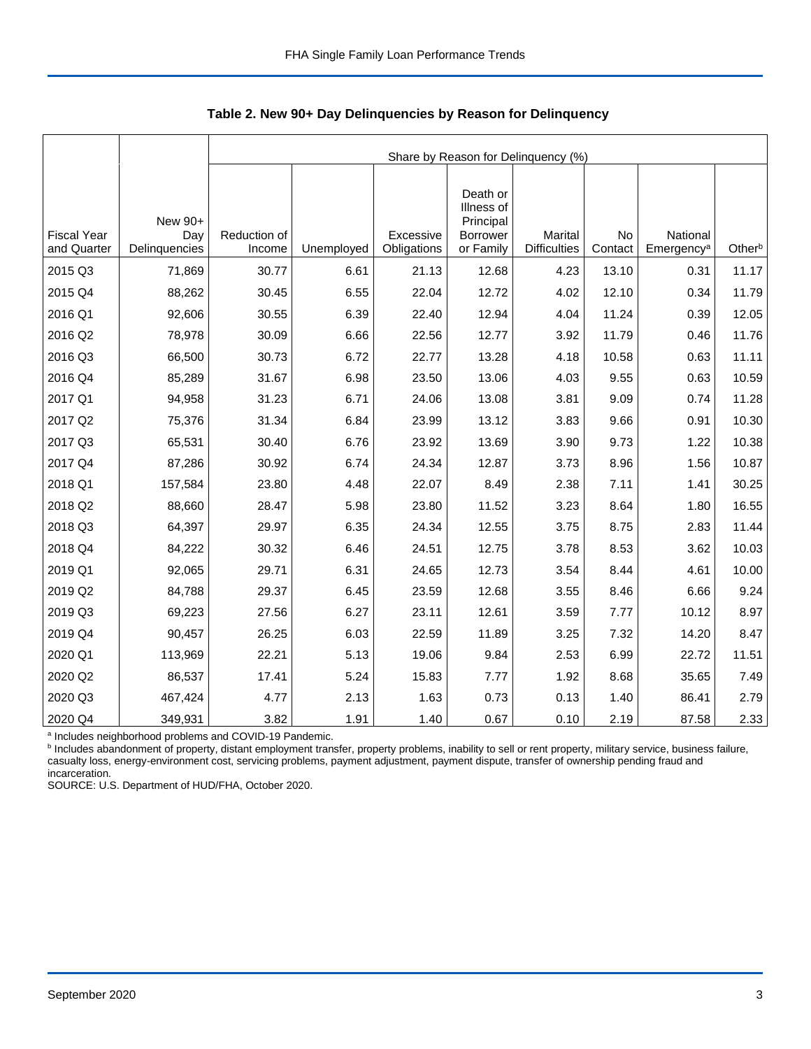**Table 2. New 90+ Day Delinquencies by Reason for Delinquency**

| Fiscal Year and Quarter | New 90+ Day Delinquencies | Share by Reason for Delinquency (%) | | | | | | | |
|---|---|---|---|---|---|---|---|---|---|
| | | Reduction of Income | Unemployed | Excessive Obligations | Death or Illness of Principal Borrower or Family | Marital Difficulties | No Contact | National Emergency[a] | Other[b] |
| 2015 Q3 | 71,869 | 30.77 | 6.61 | 21.13 | 12.68 | 4.23 | 13.10 | 0.31 | 11.17 |
| 2015 Q4 | 88,262 | 30.45 | 6.55 | 22.04 | 12.72 | 4.02 | 12.10 | 0.34 | 11.79 |
| 2016 Q1 | 92,606 | 30.55 | 6.39 | 22.40 | 12.94 | 4.04 | 11.24 | 0.39 | 12.05 |
| 2016 Q2 | 78,978 | 30.09 | 6.66 | 22.56 | 12.77 | 3.92 | 11.79 | 0.46 | 11.76 |
| 2016 Q3 | 66,500 | 30.73 | 6.72 | 22.77 | 13.28 | 4.18 | 10.58 | 0.63 | 11.11 |
| 2016 Q4 | 85,289 | 31.67 | 6.98 | 23.50 | 13.06 | 4.03 | 9.55 | 0.63 | 10.59 |
| 2017 Q1 | 94,958 | 31.23 | 6.71 | 24.06 | 13.08 | 3.81 | 9.09 | 0.74 | 11.28 |
| 2017 Q2 | 75,376 | 31.34 | 6.84 | 23.99 | 13.12 | 3.83 | 9.66 | 0.91 | 10.30 |
| 2017 Q3 | 65,531 | 30.40 | 6.76 | 23.92 | 13.69 | 3.90 | 9.73 | 1.22 | 10.38 |
| 2017 Q4 | 87,286 | 30.92 | 6.74 | 24.34 | 12.87 | 3.73 | 8.96 | 1.56 | 10.87 |
| 2018 Q1 | 157,584 | 23.80 | 4.48 | 22.07 | 8.49 | 2.38 | 7.11 | 1.41 | 30.25 |
| 2018 Q2 | 88,660 | 28.47 | 5.98 | 23.80 | 11.52 | 3.23 | 8.64 | 1.80 | 16.55 |
| 2018 Q3 | 64,397 | 29.97 | 6.35 | 24.34 | 12.55 | 3.75 | 8.75 | 2.83 | 11.44 |
| 2018 Q4 | 84,222 | 30.32 | 6.46 | 24.51 | 12.75 | 3.78 | 8.53 | 3.62 | 10.03 |
| 2019 Q1 | 92,065 | 29.71 | 6.31 | 24.65 | 12.73 | 3.54 | 8.44 | 4.61 | 10.00 |
| 2019 Q2 | 84,788 | 29.37 | 6.45 | 23.59 | 12.68 | 3.55 | 8.46 | 6.66 | 9.24 |
| 2019 Q3 | 69,223 | 27.56 | 6.27 | 23.11 | 12.61 | 3.59 | 7.77 | 10.12 | 8.97 |
| 2019 Q4 | 90,457 | 26.25 | 6.03 | 22.59 | 11.89 | 3.25 | 7.32 | 14.20 | 8.47 |
| 2020 Q1 | 113,969 | 22.21 | 5.13 | 19.06 | 9.84 | 2.53 | 6.99 | 22.72 | 11.51 |
| 2020 Q2 | 86,537 | 17.41 | 5.24 | 15.83 | 7.77 | 1.92 | 8.68 | 35.65 | 7.49 |
| 2020 Q3 | 467,424 | 4.77 | 2.13 | 1.63 | 0.73 | 0.13 | 1.40 | 86.41 | 2.79 |
| 2020 Q4 | 349,931 | 3.82 | 1.91 | 1.40 | 0.67 | 0.10 | 2.19 | 87.58 | 2.33 |

[a] Includes neighborhood problems and COVID-19 Pandemic.

[b] Includes abandonment of property, distant employment transfer, property problems, inability to sell or rent property, military service, business failure, casualty loss, energy-environment cost, servicing problems, payment adjustment, payment dispute, transfer of ownership pending fraud and incarceration.

SOURCE: U.S. Department of HUD/FHA, October 2020.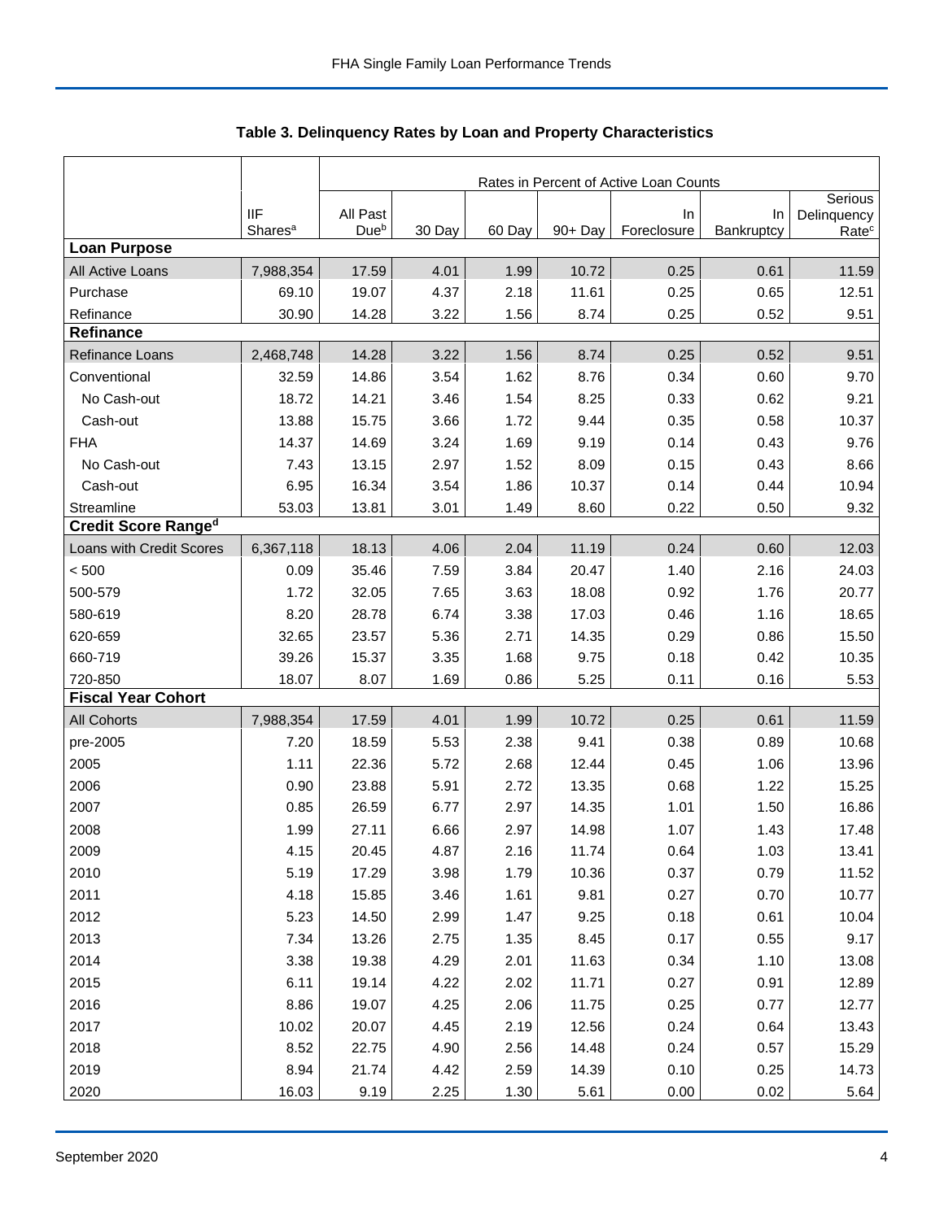## Table 3. Delinquency Rates by Loan and Property Characteristics

| | | Rates in Percent of Active Loan Counts | | | | | | |
|---|---|---|---|---|---|---|---|---|
| | IIF Shares[a] | All Past Due[b] | 30 Day | 60 Day | 90+ Day | In Foreclosure | In Bankruptcy | Serious Delinquency Rate[c] |
| **Loan Purpose** | | | | | | | | |
| All Active Loans | 7,988,354 | 17.59 | 4.01 | 1.99 | 10.72 | 0.25 | 0.61 | 11.59 |
| Purchase | 69.10 | 19.07 | 4.37 | 2.18 | 11.61 | 0.25 | 0.65 | 12.51 |
| Refinance | 30.90 | 14.28 | 3.22 | 1.56 | 8.74 | 0.25 | 0.52 | 9.51 |
| **Refinance** | | | | | | | | |
| Refinance Loans | 2,468,748 | 14.28 | 3.22 | 1.56 | 8.74 | 0.25 | 0.52 | 9.51 |
| Conventional | 32.59 | 14.86 | 3.54 | 1.62 | 8.76 | 0.34 | 0.60 | 9.70 |
| No Cash-out | 18.72 | 14.21 | 3.46 | 1.54 | 8.25 | 0.33 | 0.62 | 9.21 |
| Cash-out | 13.88 | 15.75 | 3.66 | 1.72 | 9.44 | 0.35 | 0.58 | 10.37 |
| FHA | 14.37 | 14.69 | 3.24 | 1.69 | 9.19 | 0.14 | 0.43 | 9.76 |
| No Cash-out | 7.43 | 13.15 | 2.97 | 1.52 | 8.09 | 0.15 | 0.43 | 8.66 |
| Cash-out | 6.95 | 16.34 | 3.54 | 1.86 | 10.37 | 0.14 | 0.44 | 10.94 |
| Streamline | 53.03 | 13.81 | 3.01 | 1.49 | 8.60 | 0.22 | 0.50 | 9.32 |
| **Credit Score Range[d]** | | | | | | | | |
| Loans with Credit Scores | 6,367,118 | 18.13 | 4.06 | 2.04 | 11.19 | 0.24 | 0.60 | 12.03 |
| < 500 | 0.09 | 35.46 | 7.59 | 3.84 | 20.47 | 1.40 | 2.16 | 24.03 |
| 500-579 | 1.72 | 32.05 | 7.65 | 3.63 | 18.08 | 0.92 | 1.76 | 20.77 |
| 580-619 | 8.20 | 28.78 | 6.74 | 3.38 | 17.03 | 0.46 | 1.16 | 18.65 |
| 620-659 | 32.65 | 23.57 | 5.36 | 2.71 | 14.35 | 0.29 | 0.86 | 15.50 |
| 660-719 | 39.26 | 15.37 | 3.35 | 1.68 | 9.75 | 0.18 | 0.42 | 10.35 |
| 720-850 | 18.07 | 8.07 | 1.69 | 0.86 | 5.25 | 0.11 | 0.16 | 5.53 |
| **Fiscal Year Cohort** | | | | | | | | |
| All Cohorts | 7,988,354 | 17.59 | 4.01 | 1.99 | 10.72 | 0.25 | 0.61 | 11.59 |
| pre-2005 | 7.20 | 18.59 | 5.53 | 2.38 | 9.41 | 0.38 | 0.89 | 10.68 |
| 2005 | 1.11 | 22.36 | 5.72 | 2.68 | 12.44 | 0.45 | 1.06 | 13.96 |
| 2006 | 0.90 | 23.88 | 5.91 | 2.72 | 13.35 | 0.68 | 1.22 | 15.25 |
| 2007 | 0.85 | 26.59 | 6.77 | 2.97 | 14.35 | 1.01 | 1.50 | 16.86 |
| 2008 | 1.99 | 27.11 | 6.66 | 2.97 | 14.98 | 1.07 | 1.43 | 17.48 |
| 2009 | 4.15 | 20.45 | 4.87 | 2.16 | 11.74 | 0.64 | 1.03 | 13.41 |
| 2010 | 5.19 | 17.29 | 3.98 | 1.79 | 10.36 | 0.37 | 0.79 | 11.52 |
| 2011 | 4.18 | 15.85 | 3.46 | 1.61 | 9.81 | 0.27 | 0.70 | 10.77 |
| 2012 | 5.23 | 14.50 | 2.99 | 1.47 | 9.25 | 0.18 | 0.61 | 10.04 |
| 2013 | 7.34 | 13.26 | 2.75 | 1.35 | 8.45 | 0.17 | 0.55 | 9.17 |
| 2014 | 3.38 | 19.38 | 4.29 | 2.01 | 11.63 | 0.34 | 1.10 | 13.08 |
| 2015 | 6.11 | 19.14 | 4.22 | 2.02 | 11.71 | 0.27 | 0.91 | 12.89 |
| 2016 | 8.86 | 19.07 | 4.25 | 2.06 | 11.75 | 0.25 | 0.77 | 12.77 |
| 2017 | 10.02 | 20.07 | 4.45 | 2.19 | 12.56 | 0.24 | 0.64 | 13.43 |
| 2018 | 8.52 | 22.75 | 4.90 | 2.56 | 14.48 | 0.24 | 0.57 | 15.29 |
| 2019 | 8.94 | 21.74 | 4.42 | 2.59 | 14.39 | 0.10 | 0.25 | 14.73 |
| 2020 | 16.03 | 9.19 | 2.25 | 1.30 | 5.61 | 0.00 | 0.02 | 5.64 |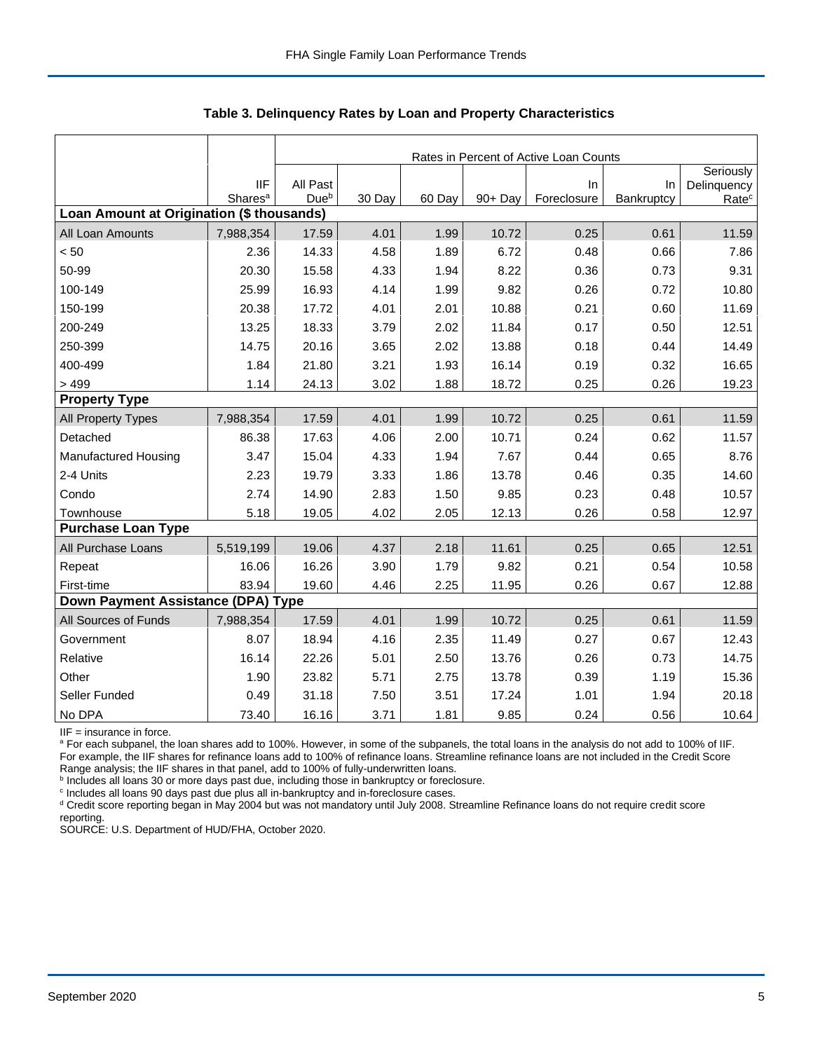## Table 3. Delinquency Rates by Loan and Property Characteristics

| | | Rates in Percent of Active Loan Counts | | | | | | |
|---|---|---|---|---|---|---|---|---|
| | IIF Shares[a] | All Past Due[b] | 30 Day | 60 Day | 90+ Day | In Foreclosure | In Bankruptcy | Seriously Delinquency Rate[c] |
| **Loan Amount at Origination ($ thousands)** | | | | | | | | |
| All Loan Amounts | 7,988,354 | 17.59 | 4.01 | 1.99 | 10.72 | 0.25 | 0.61 | 11.59 |
| < 50 | 2.36 | 14.33 | 4.58 | 1.89 | 6.72 | 0.48 | 0.66 | 7.86 |
| 50-99 | 20.30 | 15.58 | 4.33 | 1.94 | 8.22 | 0.36 | 0.73 | 9.31 |
| 100-149 | 25.99 | 16.93 | 4.14 | 1.99 | 9.82 | 0.26 | 0.72 | 10.80 |
| 150-199 | 20.38 | 17.72 | 4.01 | 2.01 | 10.88 | 0.21 | 0.60 | 11.69 |
| 200-249 | 13.25 | 18.33 | 3.79 | 2.02 | 11.84 | 0.17 | 0.50 | 12.51 |
| 250-399 | 14.75 | 20.16 | 3.65 | 2.02 | 13.88 | 0.18 | 0.44 | 14.49 |
| 400-499 | 1.84 | 21.80 | 3.21 | 1.93 | 16.14 | 0.19 | 0.32 | 16.65 |
| > 499 | 1.14 | 24.13 | 3.02 | 1.88 | 18.72 | 0.25 | 0.26 | 19.23 |
| **Property Type** | | | | | | | | |
| All Property Types | 7,988,354 | 17.59 | 4.01 | 1.99 | 10.72 | 0.25 | 0.61 | 11.59 |
| Detached | 86.38 | 17.63 | 4.06 | 2.00 | 10.71 | 0.24 | 0.62 | 11.57 |
| Manufactured Housing | 3.47 | 15.04 | 4.33 | 1.94 | 7.67 | 0.44 | 0.65 | 8.76 |
| 2-4 Units | 2.23 | 19.79 | 3.33 | 1.86 | 13.78 | 0.46 | 0.35 | 14.60 |
| Condo | 2.74 | 14.90 | 2.83 | 1.50 | 9.85 | 0.23 | 0.48 | 10.57 |
| Townhouse | 5.18 | 19.05 | 4.02 | 2.05 | 12.13 | 0.26 | 0.58 | 12.97 |
| **Purchase Loan Type** | | | | | | | | |
| All Purchase Loans | 5,519,199 | 19.06 | 4.37 | 2.18 | 11.61 | 0.25 | 0.65 | 12.51 |
| Repeat | 16.06 | 16.26 | 3.90 | 1.79 | 9.82 | 0.21 | 0.54 | 10.58 |
| First-time | 83.94 | 19.60 | 4.46 | 2.25 | 11.95 | 0.26 | 0.67 | 12.88 |
| **Down Payment Assistance (DPA) Type** | | | | | | | | |
| All Sources of Funds | 7,988,354 | 17.59 | 4.01 | 1.99 | 10.72 | 0.25 | 0.61 | 11.59 |
| Government | 8.07 | 18.94 | 4.16 | 2.35 | 11.49 | 0.27 | 0.67 | 12.43 |
| Relative | 16.14 | 22.26 | 5.01 | 2.50 | 13.76 | 0.26 | 0.73 | 14.75 |
| Other | 1.90 | 23.82 | 5.71 | 2.75 | 13.78 | 0.39 | 1.19 | 15.36 |
| Seller Funded | 0.49 | 31.18 | 7.50 | 3.51 | 17.24 | 1.01 | 1.94 | 20.18 |
| No DPA | 73.40 | 16.16 | 3.71 | 1.81 | 9.85 | 0.24 | 0.56 | 10.64 |

IIF = insurance in force.

[a] For each subpanel, the loan shares add to 100%. However, in some of the subpanels, the total loans in the analysis do not add to 100% of IIF. For example, the IIF shares for refinance loans add to 100% of refinance loans. Streamline refinance loans are not included in the Credit Score Range analysis; the IIF shares in that panel, add to 100% of fully-underwritten loans.

[b] Includes all loans 30 or more days past due, including those in bankruptcy or foreclosure.

[c] Includes all loans 90 days past due plus all in-bankruptcy and in-foreclosure cases.

[d] Credit score reporting began in May 2004 but was not mandatory until July 2008. Streamline Refinance loans do not require credit score reporting.

SOURCE: U.S. Department of HUD/FHA, October 2020.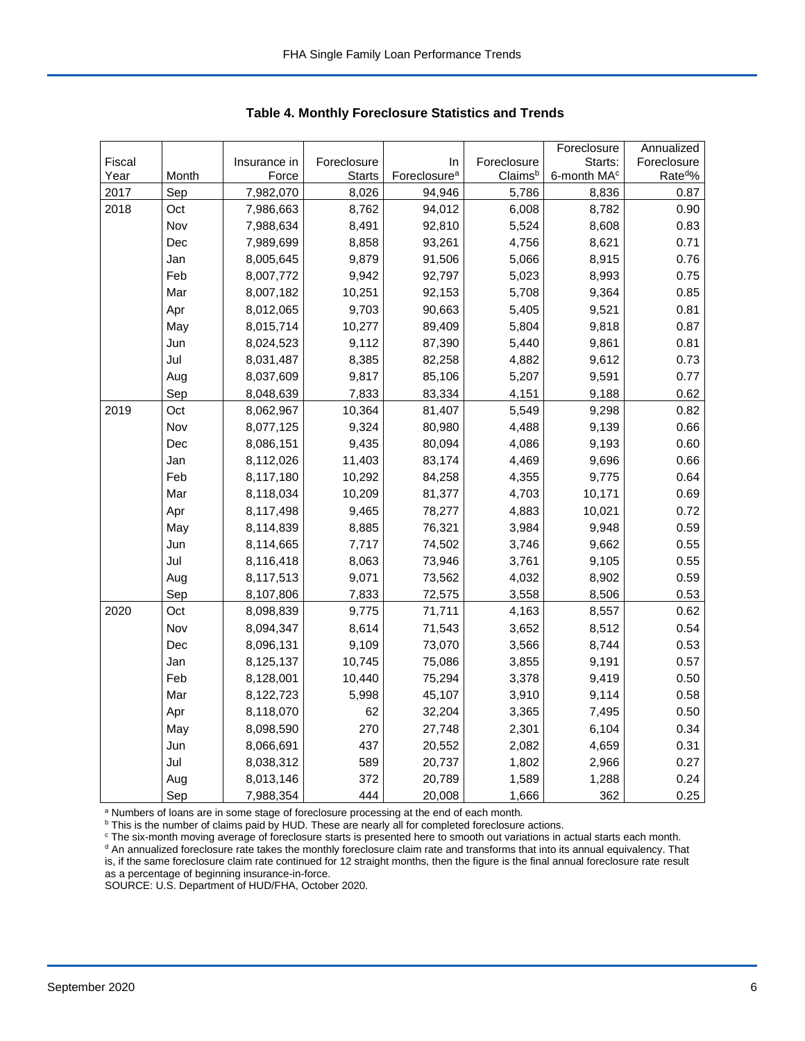# Table 4. Monthly Foreclosure Statistics and Trends

| Fiscal Year | Month | Insurance in Force | Foreclosure Starts | In Foreclosure[a] | Foreclosure Claims[b] | Foreclosure Starts: 6-month MA[c] | Annualized Foreclosure Rate[d]% |
|---|---|---|---|---|---|---|---|
| 2017 | Sep | 7,982,070 | 8,026 | 94,946 | 5,786 | 8,836 | 0.87 |
| 2018 | Oct | 7,986,663 | 8,762 | 94,012 | 6,008 | 8,782 | 0.90 |
| | Nov | 7,988,634 | 8,491 | 92,810 | 5,524 | 8,608 | 0.83 |
| | Dec | 7,989,699 | 8,858 | 93,261 | 4,756 | 8,621 | 0.71 |
| | Jan | 8,005,645 | 9,879 | 91,506 | 5,066 | 8,915 | 0.76 |
| | Feb | 8,007,772 | 9,942 | 92,797 | 5,023 | 8,993 | 0.75 |
| | Mar | 8,007,182 | 10,251 | 92,153 | 5,708 | 9,364 | 0.85 |
| | Apr | 8,012,065 | 9,703 | 90,663 | 5,405 | 9,521 | 0.81 |
| | May | 8,015,714 | 10,277 | 89,409 | 5,804 | 9,818 | 0.87 |
| | Jun | 8,024,523 | 9,112 | 87,390 | 5,440 | 9,861 | 0.81 |
| | Jul | 8,031,487 | 8,385 | 82,258 | 4,882 | 9,612 | 0.73 |
| | Aug | 8,037,609 | 9,817 | 85,106 | 5,207 | 9,591 | 0.77 |
| | Sep | 8,048,639 | 7,833 | 83,334 | 4,151 | 9,188 | 0.62 |
| 2019 | Oct | 8,062,967 | 10,364 | 81,407 | 5,549 | 9,298 | 0.82 |
| | Nov | 8,077,125 | 9,324 | 80,980 | 4,488 | 9,139 | 0.66 |
| | Dec | 8,086,151 | 9,435 | 80,094 | 4,086 | 9,193 | 0.60 |
| | Jan | 8,112,026 | 11,403 | 83,174 | 4,469 | 9,696 | 0.66 |
| | Feb | 8,117,180 | 10,292 | 84,258 | 4,355 | 9,775 | 0.64 |
| | Mar | 8,118,034 | 10,209 | 81,377 | 4,703 | 10,171 | 0.69 |
| | Apr | 8,117,498 | 9,465 | 78,277 | 4,883 | 10,021 | 0.72 |
| | May | 8,114,839 | 8,885 | 76,321 | 3,984 | 9,948 | 0.59 |
| | Jun | 8,114,665 | 7,717 | 74,502 | 3,746 | 9,662 | 0.55 |
| | Jul | 8,116,418 | 8,063 | 73,946 | 3,761 | 9,105 | 0.55 |
| | Aug | 8,117,513 | 9,071 | 73,562 | 4,032 | 8,902 | 0.59 |
| | Sep | 8,107,806 | 7,833 | 72,575 | 3,558 | 8,506 | 0.53 |
| 2020 | Oct | 8,098,839 | 9,775 | 71,711 | 4,163 | 8,557 | 0.62 |
| | Nov | 8,094,347 | 8,614 | 71,543 | 3,652 | 8,512 | 0.54 |
| | Dec | 8,096,131 | 9,109 | 73,070 | 3,566 | 8,744 | 0.53 |
| | Jan | 8,125,137 | 10,745 | 75,086 | 3,855 | 9,191 | 0.57 |
| | Feb | 8,128,001 | 10,440 | 75,294 | 3,378 | 9,419 | 0.50 |
| | Mar | 8,122,723 | 5,998 | 45,107 | 3,910 | 9,114 | 0.58 |
| | Apr | 8,118,070 | 62 | 32,204 | 3,365 | 7,495 | 0.50 |
| | May | 8,098,590 | 270 | 27,748 | 2,301 | 6,104 | 0.34 |
| | Jun | 8,066,691 | 437 | 20,552 | 2,082 | 4,659 | 0.31 |
| | Jul | 8,038,312 | 589 | 20,737 | 1,802 | 2,966 | 0.27 |
| | Aug | 8,013,146 | 372 | 20,789 | 1,589 | 1,288 | 0.24 |
| | Sep | 7,988,354 | 444 | 20,008 | 1,666 | 362 | 0.25 |

[a] Numbers of loans are in some stage of foreclosure processing at the end of each month.
[b] This is the number of claims paid by HUD. These are nearly all for completed foreclosure actions.
[c] The six-month moving average of foreclosure starts is presented here to smooth out variations in actual starts each month.
[d] An annualized foreclosure rate takes the monthly foreclosure claim rate and transforms that into its annual equivalency. That is, if the same foreclosure claim rate continued for 12 straight months, then the figure is the final annual foreclosure rate result as a percentage of beginning insurance-in-force.
SOURCE: U.S. Department of HUD/FHA, October 2020.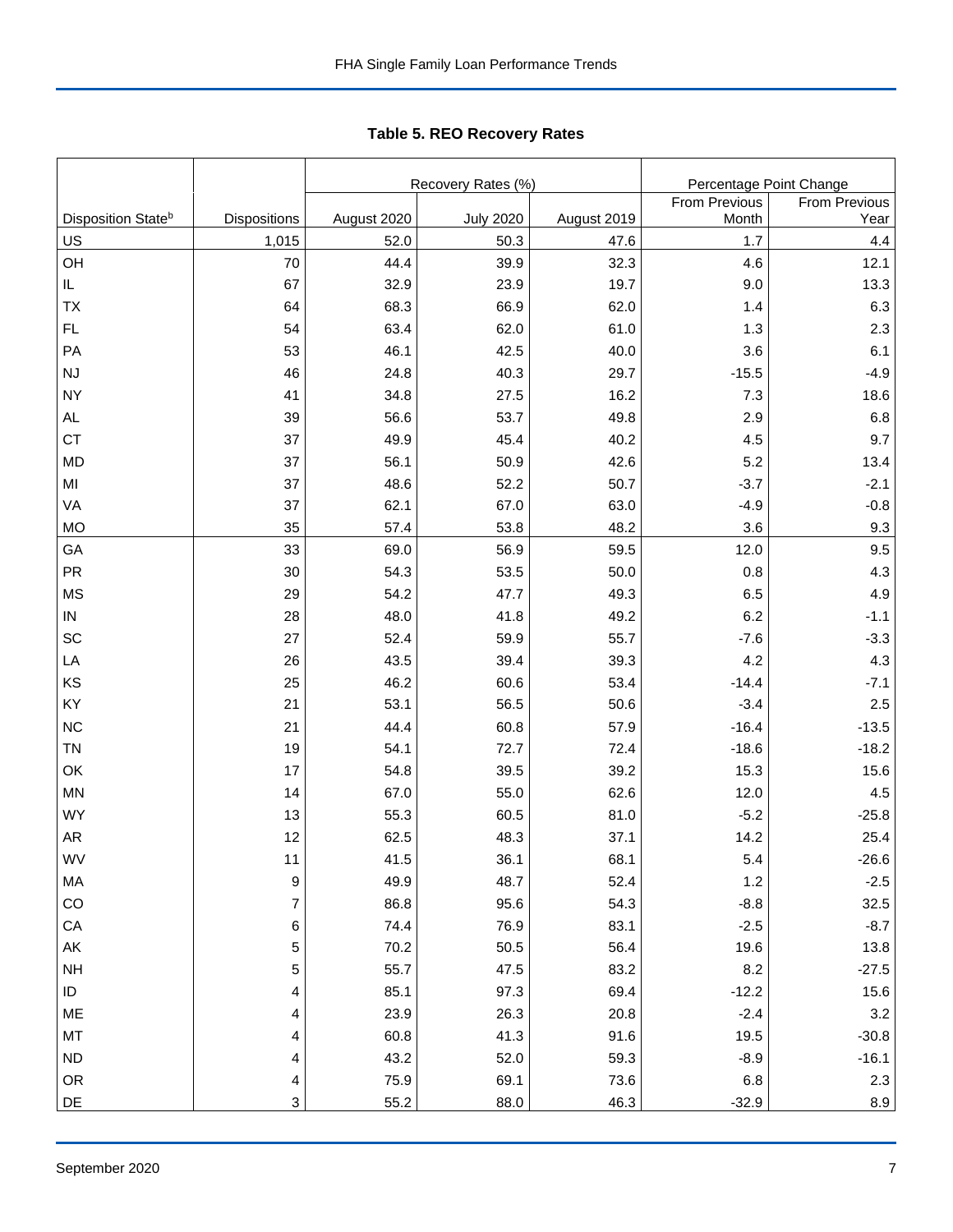## Table 5. REO Recovery Rates

| Disposition State[b] | Dispositions | Recovery Rates (%) | | | Percentage Point Change | |
|---|---|---|---|---|---|---|
| | | August 2020 | July 2020 | August 2019 | From Previous Month | From Previous Year |
| US | 1,015 | 52.0 | 50.3 | 47.6 | 1.7 | 4.4 |
| OH | 70 | 44.4 | 39.9 | 32.3 | 4.6 | 12.1 |
| IL | 67 | 32.9 | 23.9 | 19.7 | 9.0 | 13.3 |
| TX | 64 | 68.3 | 66.9 | 62.0 | 1.4 | 6.3 |
| FL | 54 | 63.4 | 62.0 | 61.0 | 1.3 | 2.3 |
| PA | 53 | 46.1 | 42.5 | 40.0 | 3.6 | 6.1 |
| NJ | 46 | 24.8 | 40.3 | 29.7 | -15.5 | -4.9 |
| NY | 41 | 34.8 | 27.5 | 16.2 | 7.3 | 18.6 |
| AL | 39 | 56.6 | 53.7 | 49.8 | 2.9 | 6.8 |
| CT | 37 | 49.9 | 45.4 | 40.2 | 4.5 | 9.7 |
| MD | 37 | 56.1 | 50.9 | 42.6 | 5.2 | 13.4 |
| MI | 37 | 48.6 | 52.2 | 50.7 | -3.7 | -2.1 |
| VA | 37 | 62.1 | 67.0 | 63.0 | -4.9 | -0.8 |
| MO | 35 | 57.4 | 53.8 | 48.2 | 3.6 | 9.3 |
| GA | 33 | 69.0 | 56.9 | 59.5 | 12.0 | 9.5 |
| PR | 30 | 54.3 | 53.5 | 50.0 | 0.8 | 4.3 |
| MS | 29 | 54.2 | 47.7 | 49.3 | 6.5 | 4.9 |
| IN | 28 | 48.0 | 41.8 | 49.2 | 6.2 | -1.1 |
| SC | 27 | 52.4 | 59.9 | 55.7 | -7.6 | -3.3 |
| LA | 26 | 43.5 | 39.4 | 39.3 | 4.2 | 4.3 |
| KS | 25 | 46.2 | 60.6 | 53.4 | -14.4 | -7.1 |
| KY | 21 | 53.1 | 56.5 | 50.6 | -3.4 | 2.5 |
| NC | 21 | 44.4 | 60.8 | 57.9 | -16.4 | -13.5 |
| TN | 19 | 54.1 | 72.7 | 72.4 | -18.6 | -18.2 |
| OK | 17 | 54.8 | 39.5 | 39.2 | 15.3 | 15.6 |
| MN | 14 | 67.0 | 55.0 | 62.6 | 12.0 | 4.5 |
| WY | 13 | 55.3 | 60.5 | 81.0 | -5.2 | -25.8 |
| AR | 12 | 62.5 | 48.3 | 37.1 | 14.2 | 25.4 |
| WV | 11 | 41.5 | 36.1 | 68.1 | 5.4 | -26.6 |
| MA | 9 | 49.9 | 48.7 | 52.4 | 1.2 | -2.5 |
| CO | 7 | 86.8 | 95.6 | 54.3 | -8.8 | 32.5 |
| CA | 6 | 74.4 | 76.9 | 83.1 | -2.5 | -8.7 |
| AK | 5 | 70.2 | 50.5 | 56.4 | 19.6 | 13.8 |
| NH | 5 | 55.7 | 47.5 | 83.2 | 8.2 | -27.5 |
| ID | 4 | 85.1 | 97.3 | 69.4 | -12.2 | 15.6 |
| ME | 4 | 23.9 | 26.3 | 20.8 | -2.4 | 3.2 |
| MT | 4 | 60.8 | 41.3 | 91.6 | 19.5 | -30.8 |
| ND | 4 | 43.2 | 52.0 | 59.3 | -8.9 | -16.1 |
| OR | 4 | 75.9 | 69.1 | 73.6 | 6.8 | 2.3 |
| DE | 3 | 55.2 | 88.0 | 46.3 | -32.9 | 8.9 |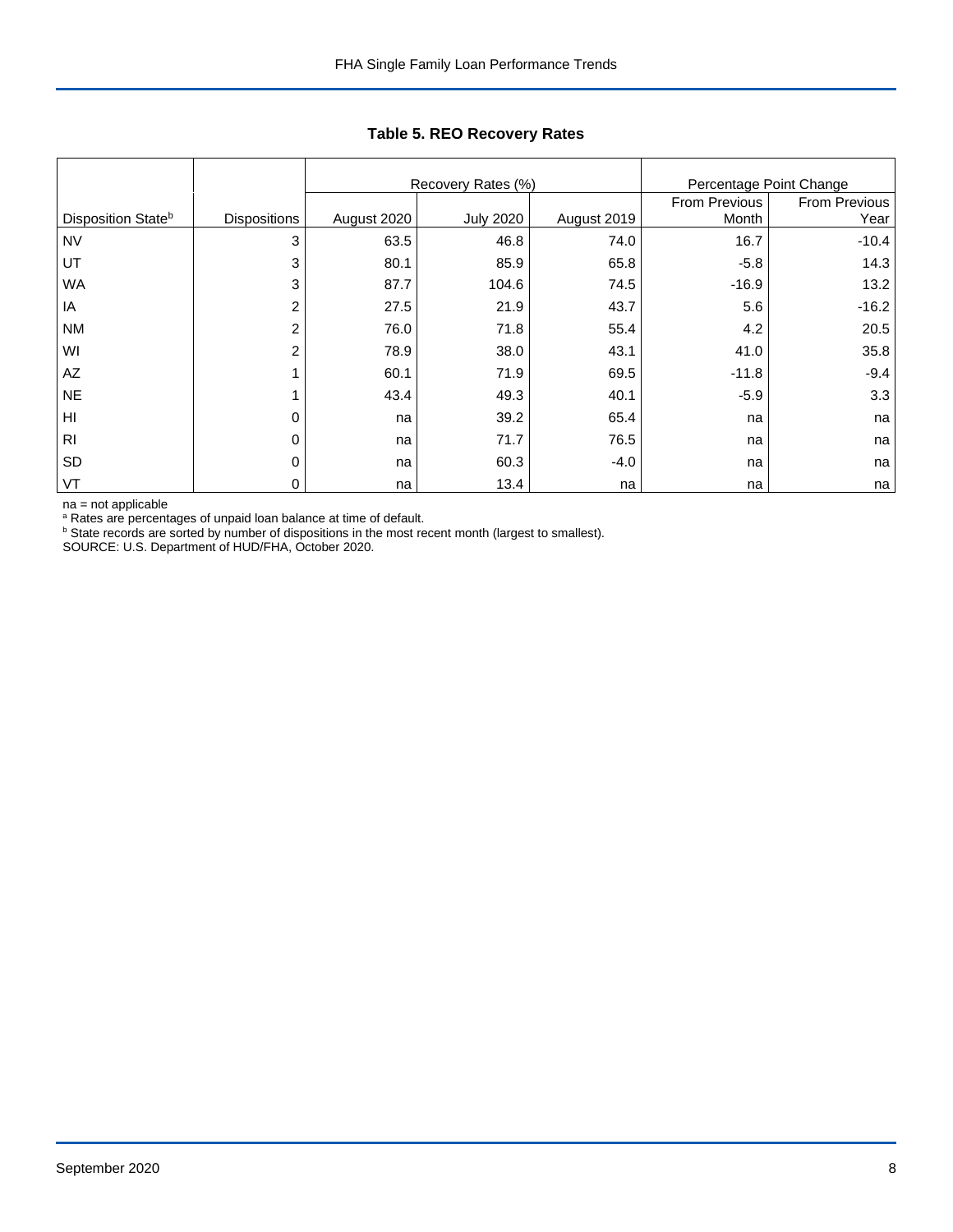## Table 5. REO Recovery Rates

| | | Recovery Rates (%) | | | Percentage Point Change | |
|---|---|---|---|---|---|---|
| Disposition State[b] | Dispositions | August 2020 | July 2020 | August 2019 | From Previous Month | From Previous Year |
| NV | 3 | 63.5 | 46.8 | 74.0 | 16.7 | -10.4 |
| UT | 3 | 80.1 | 85.9 | 65.8 | -5.8 | 14.3 |
| WA | 3 | 87.7 | 104.6 | 74.5 | -16.9 | 13.2 |
| IA | 2 | 27.5 | 21.9 | 43.7 | 5.6 | -16.2 |
| NM | 2 | 76.0 | 71.8 | 55.4 | 4.2 | 20.5 |
| WI | 2 | 78.9 | 38.0 | 43.1 | 41.0 | 35.8 |
| AZ | 1 | 60.1 | 71.9 | 69.5 | -11.8 | -9.4 |
| NE | 1 | 43.4 | 49.3 | 40.1 | -5.9 | 3.3 |
| HI | 0 | na | 39.2 | 65.4 | na | na |
| RI | 0 | na | 71.7 | 76.5 | na | na |
| SD | 0 | na | 60.3 | -4.0 | na | na |
| VT | 0 | na | 13.4 | na | na | na |

na = not applicable
[a] Rates are percentages of unpaid loan balance at time of default.
[b] State records are sorted by number of dispositions in the most recent month (largest to smallest).
SOURCE: U.S. Department of HUD/FHA, October 2020.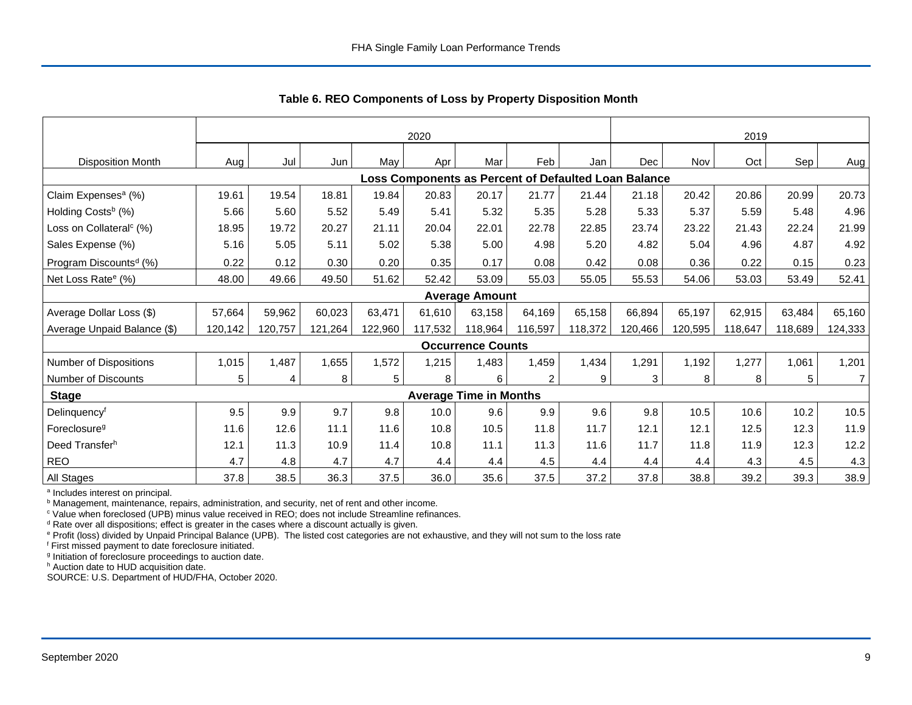### Table 6. REO Components of Loss by Property Disposition Month

| | 2020 | | | | | | | | 2019 | | | | |
|---|---|---|---|---|---|---|---|---|---|---|---|---|---|
| Disposition Month | Aug | Jul | Jun | May | Apr | Mar | Feb | Jan | Dec | Nov | Oct | Sep | Aug |
| **Loss Components as Percent of Defaulted Loan Balance** | | | | | | | | | | | | | |
| Claim Expenses[a] (%) | 19.61 | 19.54 | 18.81 | 19.84 | 20.83 | 20.17 | 21.77 | 21.44 | 21.18 | 20.42 | 20.86 | 20.99 | 20.73 |
| Holding Costs[b] (%) | 5.66 | 5.60 | 5.52 | 5.49 | 5.41 | 5.32 | 5.35 | 5.28 | 5.33 | 5.37 | 5.59 | 5.48 | 4.96 |
| Loss on Collateral[c] (%) | 18.95 | 19.72 | 20.27 | 21.11 | 20.04 | 22.01 | 22.78 | 22.85 | 23.74 | 23.22 | 21.43 | 22.24 | 21.99 |
| Sales Expense (%) | 5.16 | 5.05 | 5.11 | 5.02 | 5.38 | 5.00 | 4.98 | 5.20 | 4.82 | 5.04 | 4.96 | 4.87 | 4.92 |
| Program Discounts[d] (%) | 0.22 | 0.12 | 0.30 | 0.20 | 0.35 | 0.17 | 0.08 | 0.42 | 0.08 | 0.36 | 0.22 | 0.15 | 0.23 |
| Net Loss Rate[e] (%) | 48.00 | 49.66 | 49.50 | 51.62 | 52.42 | 53.09 | 55.03 | 55.05 | 55.53 | 54.06 | 53.03 | 53.49 | 52.41 |
| **Average Amount** | | | | | | | | | | | | | |
| Average Dollar Loss ($) | 57,664 | 59,962 | 60,023 | 63,471 | 61,610 | 63,158 | 64,169 | 65,158 | 66,894 | 65,197 | 62,915 | 63,484 | 65,160 |
| Average Unpaid Balance ($) | 120,142 | 120,757 | 121,264 | 122,960 | 117,532 | 118,964 | 116,597 | 118,372 | 120,466 | 120,595 | 118,647 | 118,689 | 124,333 |
| **Occurrence Counts** | | | | | | | | | | | | | |
| Number of Dispositions | 1,015 | 1,487 | 1,655 | 1,572 | 1,215 | 1,483 | 1,459 | 1,434 | 1,291 | 1,192 | 1,277 | 1,061 | 1,201 |
| Number of Discounts | 5 | 4 | 8 | 5 | 8 | 6 | 2 | 9 | 3 | 8 | 8 | 5 | 7 |
| **Stage** | **Average Time in Months** | | | | | | | | | | | | |
| Delinquency[f] | 9.5 | 9.9 | 9.7 | 9.8 | 10.0 | 9.6 | 9.9 | 9.6 | 9.8 | 10.5 | 10.6 | 10.2 | 10.5 |
| Foreclosure[g] | 11.6 | 12.6 | 11.1 | 11.6 | 10.8 | 10.5 | 11.8 | 11.7 | 12.1 | 12.1 | 12.5 | 12.3 | 11.9 |
| Deed Transfer[h] | 12.1 | 11.3 | 10.9 | 11.4 | 10.8 | 11.1 | 11.3 | 11.6 | 11.7 | 11.8 | 11.9 | 12.3 | 12.2 |
| REO | 4.7 | 4.8 | 4.7 | 4.7 | 4.4 | 4.4 | 4.5 | 4.4 | 4.4 | 4.4 | 4.3 | 4.5 | 4.3 |
| All Stages | 37.8 | 38.5 | 36.3 | 37.5 | 36.0 | 35.6 | 37.5 | 37.2 | 37.8 | 38.8 | 39.2 | 39.3 | 38.9 |

[a] Includes interest on principal.
[b] Management, maintenance, repairs, administration, and security, net of rent and other income.
[c] Value when foreclosed (UPB) minus value received in REO; does not include Streamline refinances.
[d] Rate over all dispositions; effect is greater in the cases where a discount actually is given.
[e] Profit (loss) divided by Unpaid Principal Balance (UPB). The listed cost categories are not exhaustive, and they will not sum to the loss rate
[f] First missed payment to date foreclosure initiated.
[g] Initiation of foreclosure proceedings to auction date.
[h] Auction date to HUD acquisition date.
SOURCE: U.S. Department of HUD/FHA, October 2020.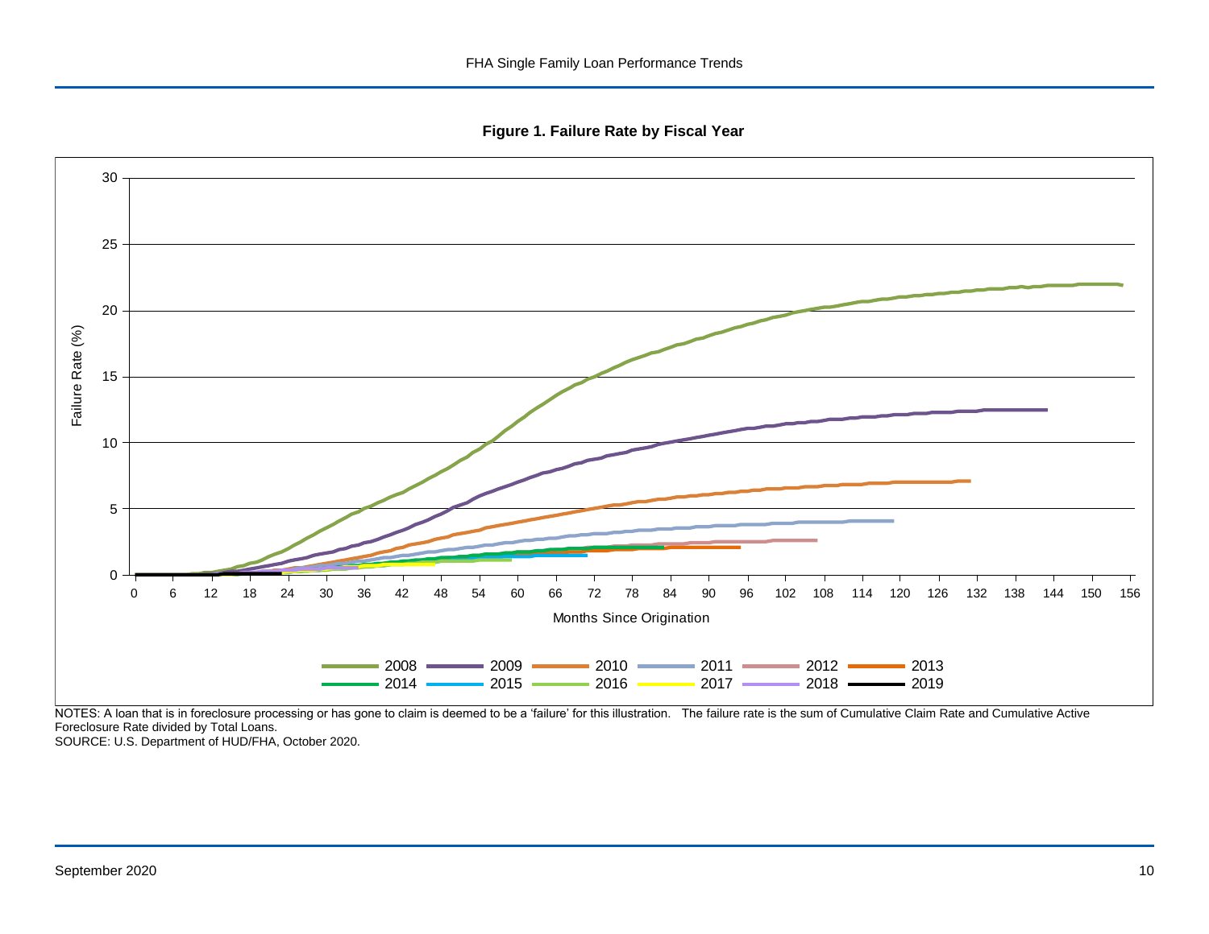**Figure 1. Failure Rate by Fiscal Year**

Failure Rate (%)

30
25
20
15
10
5
0

0 6 12 18 24 30 36 42 48 54 60 66 72 78 84 90 96 102 108 114 120 126 132 138 144 150 156

Months Since Origination

2008 2009 2010 2011 2012 2013
2014 2015 2016 2017 2018 2019

NOTES: A loan that is in foreclosure processing or has gone to claim is deemed to be a 'failure' for this illustration. The failure rate is the sum of Cumulative Claim Rate and Cumulative Active Foreclosure Rate divided by Total Loans.
SOURCE: U.S. Department of HUD/FHA, October 2020.